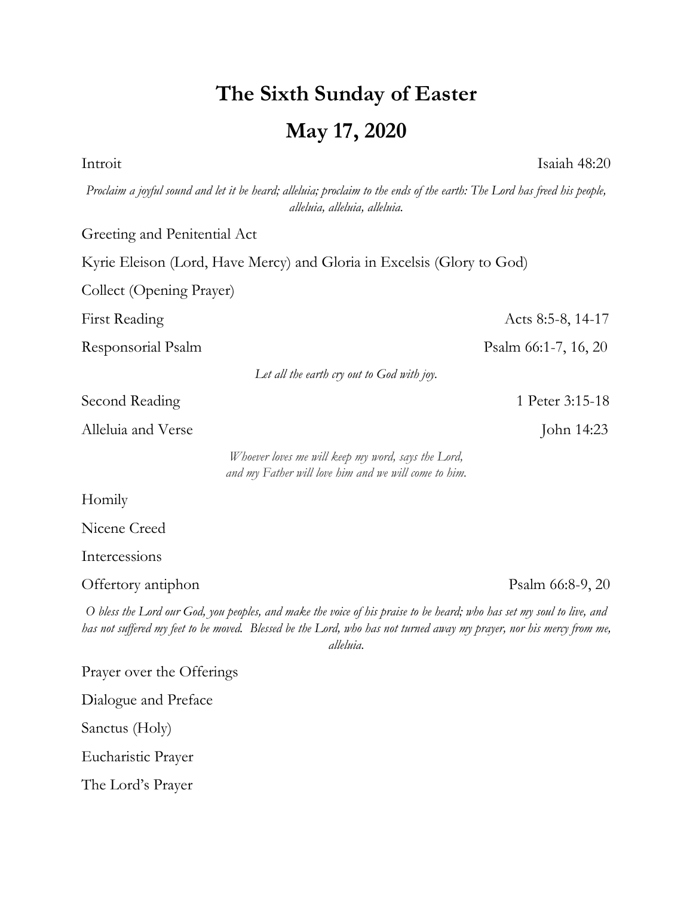# The Sixth Sunday of Easter

# May 17, 2020

Introit — Isaiah 48:20

*Proclaim a joyful sound and let it be heard; alleluia; proclaim to the ends of the earth: The Lord has freed his people, alleluia, alleluia, alleluia.*

Greeting and Penitential Act

Kyrie Eleison (Lord, Have Mercy) and Gloria in Excelsis (Glory to God)

Collect (Opening Prayer)

First Reading — Acts 8:5-8, 14-17

Responsorial Psalm — Psalm 66:1-7, 16, 20

*Let all the earth cry out to God with joy.*

Second Reading — 1 Peter 3:15-18

Alleluia and Verse — John 14:23

*Whoever loves me will keep my word, says the Lord,*
*and my Father will love him and we will come to him.*

Homily

Nicene Creed

Intercessions

Offertory antiphon — Psalm 66:8-9, 20

*O bless the Lord our God, you peoples, and make the voice of his praise to be heard; who has set my soul to live, and has not suffered my feet to be moved. Blessed be the Lord, who has not turned away my prayer, nor his mercy from me, alleluia.*

Prayer over the Offerings

Dialogue and Preface

Sanctus (Holy)

Eucharistic Prayer

The Lord's Prayer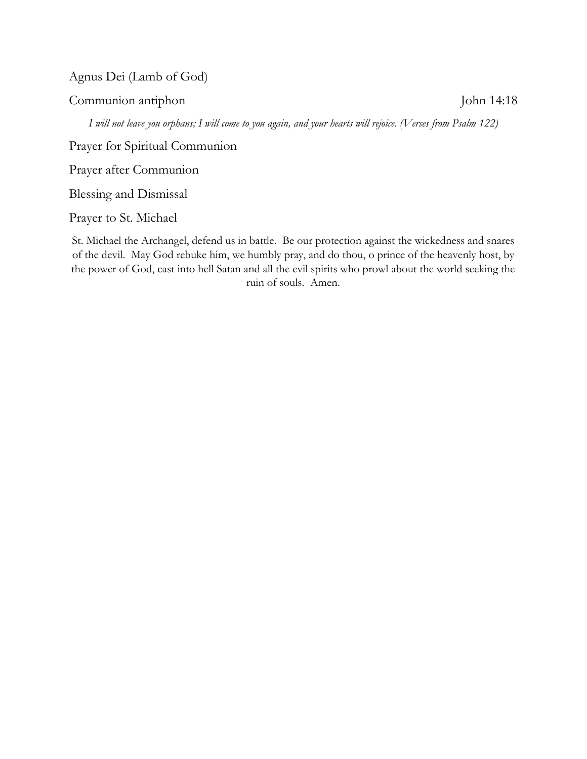Agnus Dei (Lamb of God)

Communion antiphon John 14:18

*I will not leave you orphans; I will come to you again, and your hearts will rejoice. (Verses from Psalm 122)*

Prayer for Spiritual Communion

Prayer after Communion

Blessing and Dismissal

Prayer to St. Michael

St. Michael the Archangel, defend us in battle. Be our protection against the wickedness and snares of the devil. May God rebuke him, we humbly pray, and do thou, o prince of the heavenly host, by the power of God, cast into hell Satan and all the evil spirits who prowl about the world seeking the ruin of souls. Amen.